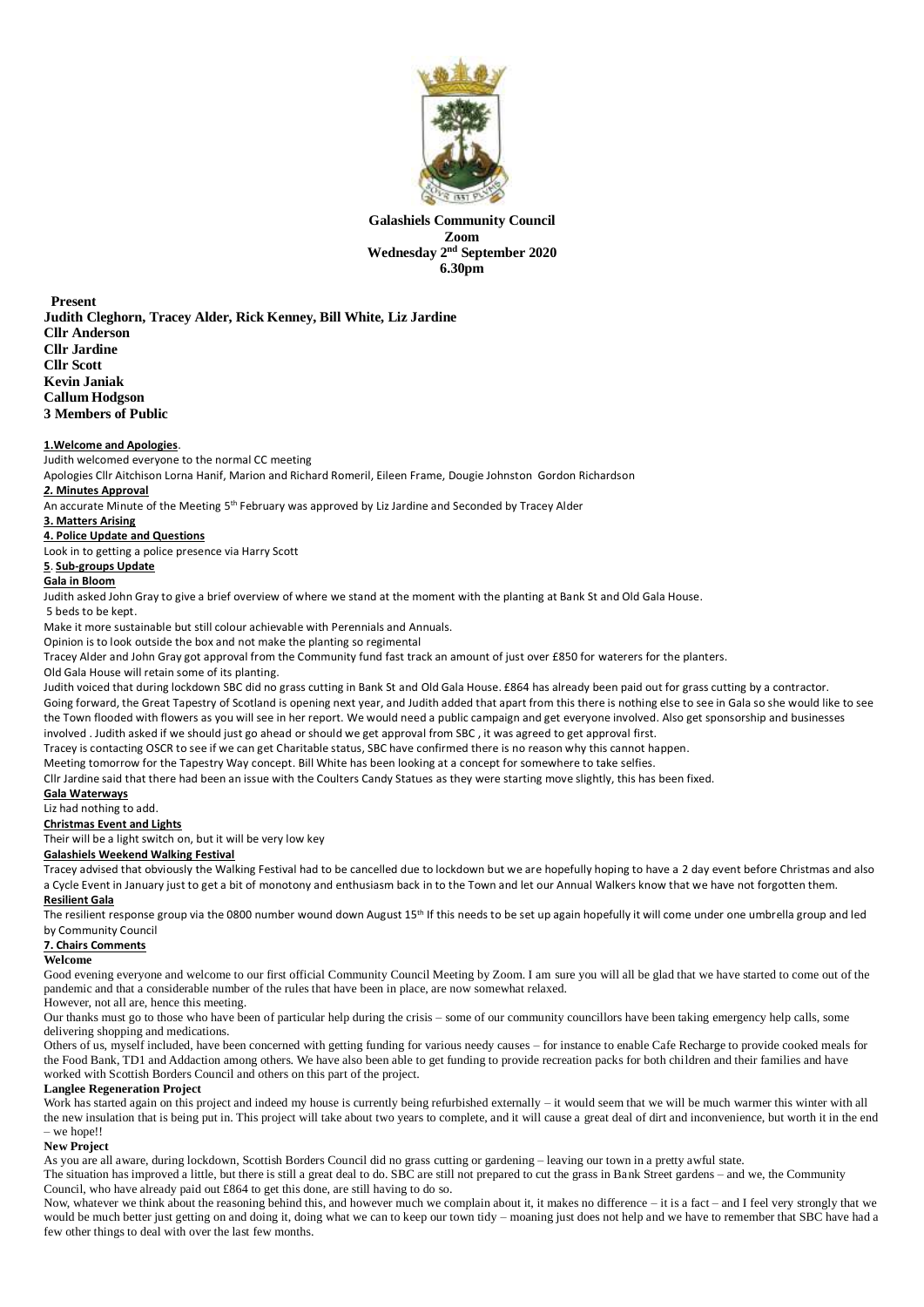**Galashiels Community Council**
**Zoom**
**Wednesday 2nd September 2020**
**6.30pm**

**Present**
**Judith Cleghorn, Tracey Alder, Rick Kenney, Bill White, Liz Jardine**
**Cllr Anderson**
**Cllr Jardine**
**Cllr Scott**
**Kevin Janiak**
**Callum Hodgson**
**3 Members of Public**

**1.Welcome and Apologies**.

Judith welcomed everyone to the normal CC meeting

Apologies Cllr Aitchison Lorna Hanif, Marion and Richard Romeril, Eileen Frame, Dougie Johnston Gordon Richardson

***2.* Minutes Approval**

An accurate Minute of the Meeting 5th February was approved by Liz Jardine and Seconded by Tracey Alder

**3. Matters Arising**

**4. Police Update and Questions**

Look in to getting a police presence via Harry Scott

**5. Sub-groups Update**

**Gala in Bloom**

Judith asked John Gray to give a brief overview of where we stand at the moment with the planting at Bank St and Old Gala House.

5 beds to be kept.

Make it more sustainable but still colour achievable with Perennials and Annuals.

Opinion is to look outside the box and not make the planting so regimental

Tracey Alder and John Gray got approval from the Community fund fast track an amount of just over £850 for waterers for the planters.

Old Gala House will retain some of its planting.

Judith voiced that during lockdown SBC did no grass cutting in Bank St and Old Gala House. £864 has already been paid out for grass cutting by a contractor.

Going forward, the Great Tapestry of Scotland is opening next year, and Judith added that apart from this there is nothing else to see in Gala so she would like to see the Town flooded with flowers as you will see in her report. We would need a public campaign and get everyone involved. Also get sponsorship and businesses involved . Judith asked if we should just go ahead or should we get approval from SBC , it was agreed to get approval first.

Tracey is contacting OSCR to see if we can get Charitable status, SBC have confirmed there is no reason why this cannot happen.

Meeting tomorrow for the Tapestry Way concept. Bill White has been looking at a concept for somewhere to take selfies.

Cllr Jardine said that there had been an issue with the Coulters Candy Statues as they were starting move slightly, this has been fixed.

**Gala Waterways**

Liz had nothing to add.

**Christmas Event and Lights**

Their will be a light switch on, but it will be very low key

**Galashiels Weekend Walking Festival**

Tracey advised that obviously the Walking Festival had to be cancelled due to lockdown but we are hopefully hoping to have a 2 day event before Christmas and also a Cycle Event in January just to get a bit of monotony and enthusiasm back in to the Town and let our Annual Walkers know that we have not forgotten them.

**Resilient Gala**

The resilient response group via the 0800 number wound down August 15th If this needs to be set up again hopefully it will come under one umbrella group and led by Community Council

**7. Chairs Comments**

**Welcome**

Good evening everyone and welcome to our first official Community Council Meeting by Zoom. I am sure you will all be glad that we have started to come out of the pandemic and that a considerable number of the rules that have been in place, are now somewhat relaxed.

However, not all are, hence this meeting.

Our thanks must go to those who have been of particular help during the crisis – some of our community councillors have been taking emergency help calls, some delivering shopping and medications.

Others of us, myself included, have been concerned with getting funding for various needy causes – for instance to enable Cafe Recharge to provide cooked meals for the Food Bank, TD1 and Addaction among others. We have also been able to get funding to provide recreation packs for both children and their families and have worked with Scottish Borders Council and others on this part of the project.

**Langlee Regeneration Project**

Work has started again on this project and indeed my house is currently being refurbished externally – it would seem that we will be much warmer this winter with all the new insulation that is being put in. This project will take about two years to complete, and it will cause a great deal of dirt and inconvenience, but worth it in the end – we hope!!

**New Project**

As you are all aware, during lockdown, Scottish Borders Council did no grass cutting or gardening – leaving our town in a pretty awful state.

The situation has improved a little, but there is still a great deal to do. SBC are still not prepared to cut the grass in Bank Street gardens – and we, the Community Council, who have already paid out £864 to get this done, are still having to do so.

Now, whatever we think about the reasoning behind this, and however much we complain about it, it makes no difference – it is a fact – and I feel very strongly that we would be much better just getting on and doing it, doing what we can to keep our town tidy – moaning just does not help and we have to remember that SBC have had a few other things to deal with over the last few months.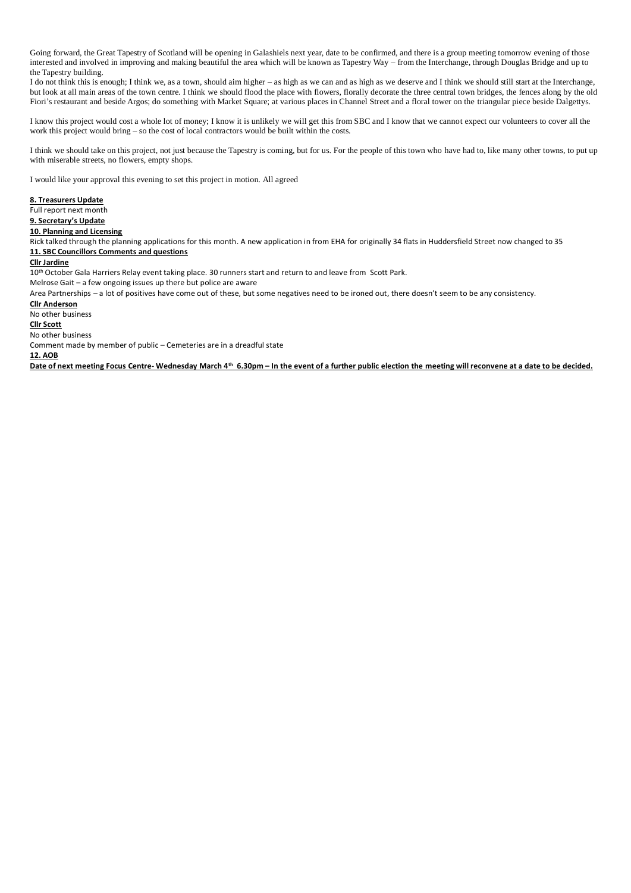Going forward, the Great Tapestry of Scotland will be opening in Galashiels next year, date to be confirmed, and there is a group meeting tomorrow evening of those interested and involved in improving and making beautiful the area which will be known as Tapestry Way – from the Interchange, through Douglas Bridge and up to the Tapestry building.

I do not think this is enough; I think we, as a town, should aim higher – as high as we can and as high as we deserve and I think we should still start at the Interchange, but look at all main areas of the town centre. I think we should flood the place with flowers, florally decorate the three central town bridges, the fences along by the old Fiori's restaurant and beside Argos; do something with Market Square; at various places in Channel Street and a floral tower on the triangular piece beside Dalgettys.

I know this project would cost a whole lot of money; I know it is unlikely we will get this from SBC and I know that we cannot expect our volunteers to cover all the work this project would bring – so the cost of local contractors would be built within the costs.

I think we should take on this project, not just because the Tapestry is coming, but for us. For the people of this town who have had to, like many other towns, to put up with miserable streets, no flowers, empty shops.

I would like your approval this evening to set this project in motion. All agreed

**8. Treasurers Update**

Full report next month

**9. Secretary's Update**

**10. Planning and Licensing**

Rick talked through the planning applications for this month. A new application in from EHA for originally 34 flats in Huddersfield Street now changed to 35

**11. SBC Councillors Comments and questions**

**Cllr Jardine**

10th October Gala Harriers Relay event taking place. 30 runners start and return to and leave from Scott Park.

Melrose Gait – a few ongoing issues up there but police are aware

Area Partnerships – a lot of positives have come out of these, but some negatives need to be ironed out, there doesn't seem to be any consistency.

**Cllr Anderson**

No other business

**Cllr Scott**

No other business

Comment made by member of public – Cemeteries are in a dreadful state

**12. AOB**

**Date of next meeting Focus Centre- Wednesday March 4th 6.30pm – In the event of a further public election the meeting will reconvene at a date to be decided.**